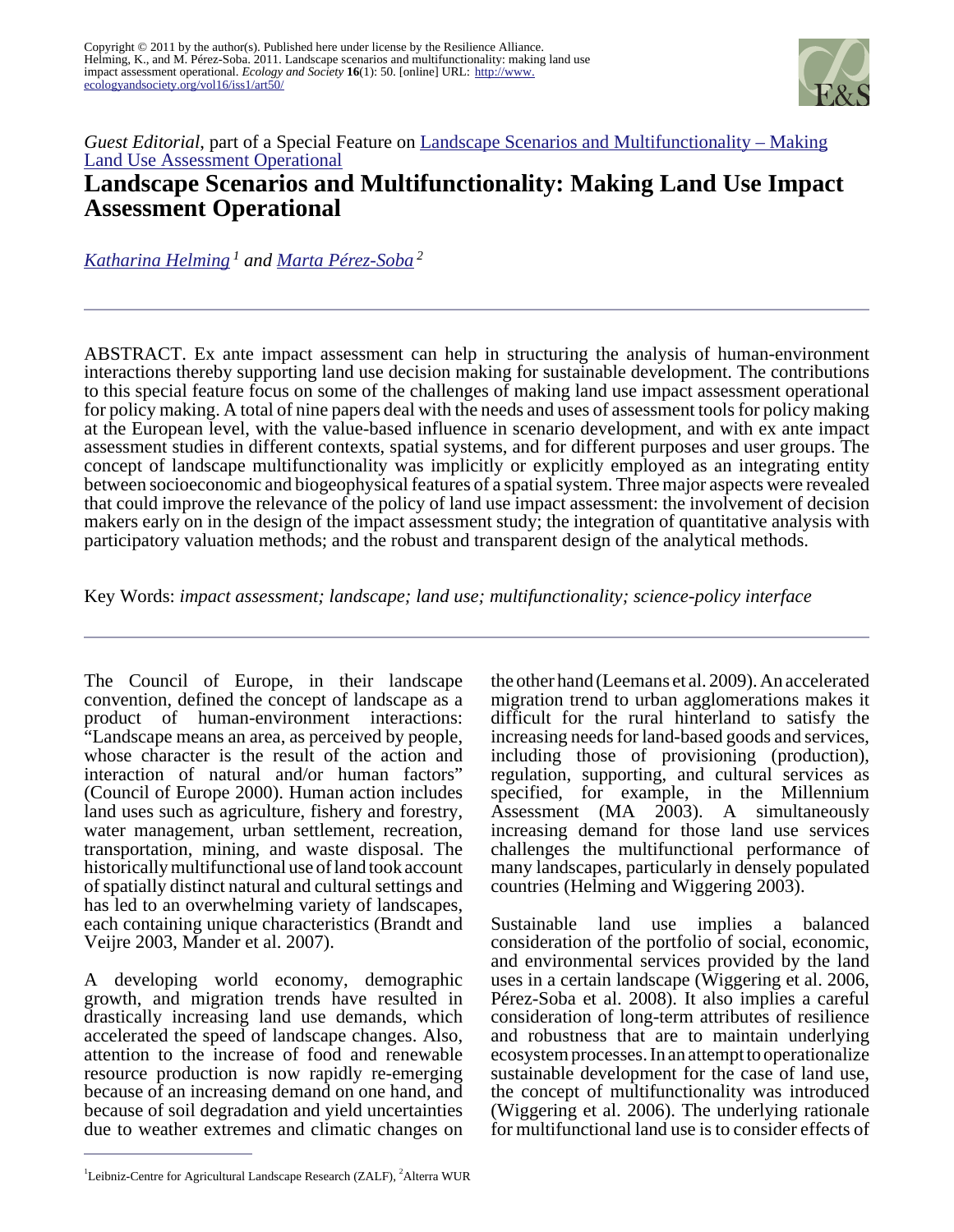Copyright © 2011 by the author(s). Published here under license by the Resilience Alliance.
Helming, K., and M. Pérez-Soba. 2011. Landscape scenarios and multifunctionality: making land use impact assessment operational. *Ecology and Society* **16**(1): 50. [online] URL: http://www.ecologyandsociety.org/vol16/iss1/art50/

*Guest Editorial*, part of a Special Feature on Landscape Scenarios and Multifunctionality – Making Land Use Assessment Operational

# Landscape Scenarios and Multifunctionality: Making Land Use Impact Assessment Operational

*Katharina Helming* [1] and *Marta Pérez-Soba* [2]

ABSTRACT. Ex ante impact assessment can help in structuring the analysis of human-environment interactions thereby supporting land use decision making for sustainable development. The contributions to this special feature focus on some of the challenges of making land use impact assessment operational for policy making. A total of nine papers deal with the needs and uses of assessment tools for policy making at the European level, with the value-based influence in scenario development, and with ex ante impact assessment studies in different contexts, spatial systems, and for different purposes and user groups. The concept of landscape multifunctionality was implicitly or explicitly employed as an integrating entity between socioeconomic and biogeophysical features of a spatial system. Three major aspects were revealed that could improve the relevance of the policy of land use impact assessment: the involvement of decision makers early on in the design of the impact assessment study; the integration of quantitative analysis with participatory valuation methods; and the robust and transparent design of the analytical methods.

Key Words: *impact assessment; landscape; land use; multifunctionality; science-policy interface*

The Council of Europe, in their landscape convention, defined the concept of landscape as a product of human-environment interactions: "Landscape means an area, as perceived by people, whose character is the result of the action and interaction of natural and/or human factors" (Council of Europe 2000). Human action includes land uses such as agriculture, fishery and forestry, water management, urban settlement, recreation, transportation, mining, and waste disposal. The historically multifunctional use of land took account of spatially distinct natural and cultural settings and has led to an overwhelming variety of landscapes, each containing unique characteristics (Brandt and Veijre 2003, Mander et al. 2007).

A developing world economy, demographic growth, and migration trends have resulted in drastically increasing land use demands, which accelerated the speed of landscape changes. Also, attention to the increase of food and renewable resource production is now rapidly re-emerging because of an increasing demand on one hand, and because of soil degradation and yield uncertainties due to weather extremes and climatic changes on the other hand (Leemans et al. 2009). An accelerated migration trend to urban agglomerations makes it difficult for the rural hinterland to satisfy the increasing needs for land-based goods and services, including those of provisioning (production), regulation, supporting, and cultural services as specified, for example, in the Millennium Assessment (MA 2003). A simultaneously increasing demand for those land use services challenges the multifunctional performance of many landscapes, particularly in densely populated countries (Helming and Wiggering 2003).

Sustainable land use implies a balanced consideration of the portfolio of social, economic, and environmental services provided by the land uses in a certain landscape (Wiggering et al. 2006, Pérez-Soba et al. 2008). It also implies a careful consideration of long-term attributes of resilience and robustness that are to maintain underlying ecosystem processes. In an attempt to operationalize sustainable development for the case of land use, the concept of multifunctionality was introduced (Wiggering et al. 2006). The underlying rationale for multifunctional land use is to consider effects of

[1] Leibniz-Centre for Agricultural Landscape Research (ZALF), [2] Alterra WUR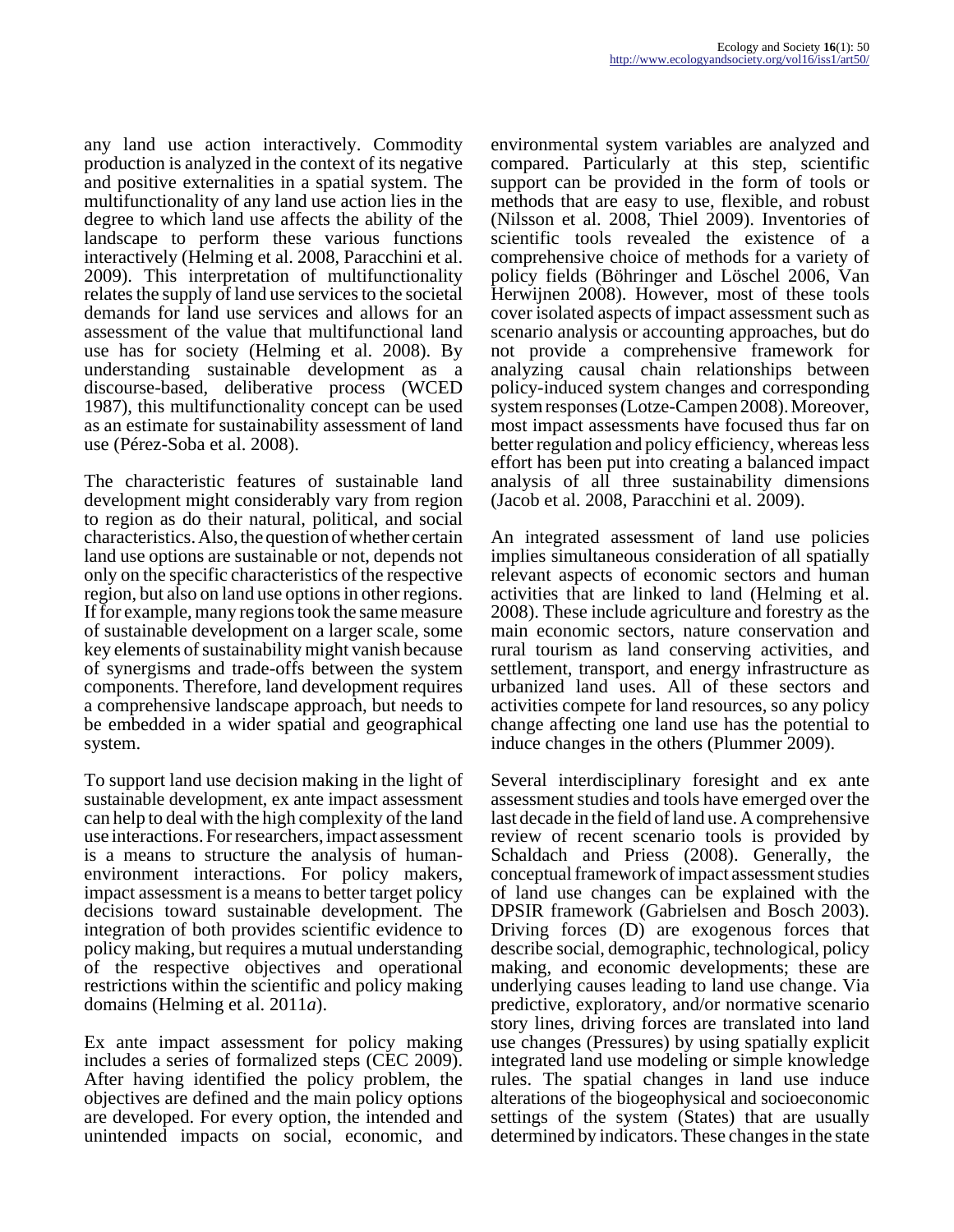any land use action interactively. Commodity production is analyzed in the context of its negative and positive externalities in a spatial system. The multifunctionality of any land use action lies in the degree to which land use affects the ability of the landscape to perform these various functions interactively (Helming et al. 2008, Paracchini et al. 2009). This interpretation of multifunctionality relates the supply of land use services to the societal demands for land use services and allows for an assessment of the value that multifunctional land use has for society (Helming et al. 2008). By understanding sustainable development as a discourse-based, deliberative process (WCED 1987), this multifunctionality concept can be used as an estimate for sustainability assessment of land use (Pérez-Soba et al. 2008).

The characteristic features of sustainable land development might considerably vary from region to region as do their natural, political, and social characteristics. Also, the question of whether certain land use options are sustainable or not, depends not only on the specific characteristics of the respective region, but also on land use options in other regions. If for example, many regions took the same measure of sustainable development on a larger scale, some key elements of sustainability might vanish because of synergisms and trade-offs between the system components. Therefore, land development requires a comprehensive landscape approach, but needs to be embedded in a wider spatial and geographical system.

To support land use decision making in the light of sustainable development, ex ante impact assessment can help to deal with the high complexity of the land use interactions. For researchers, impact assessment is a means to structure the analysis of human-environment interactions. For policy makers, impact assessment is a means to better target policy decisions toward sustainable development. The integration of both provides scientific evidence to policy making, but requires a mutual understanding of the respective objectives and operational restrictions within the scientific and policy making domains (Helming et al. 2011*a*).

Ex ante impact assessment for policy making includes a series of formalized steps (CEC 2009). After having identified the policy problem, the objectives are defined and the main policy options are developed. For every option, the intended and unintended impacts on social, economic, and environmental system variables are analyzed and compared. Particularly at this step, scientific support can be provided in the form of tools or methods that are easy to use, flexible, and robust (Nilsson et al. 2008, Thiel 2009). Inventories of scientific tools revealed the existence of a comprehensive choice of methods for a variety of policy fields (Böhringer and Löschel 2006, Van Herwijnen 2008). However, most of these tools cover isolated aspects of impact assessment such as scenario analysis or accounting approaches, but do not provide a comprehensive framework for analyzing causal chain relationships between policy-induced system changes and corresponding system responses (Lotze-Campen 2008). Moreover, most impact assessments have focused thus far on better regulation and policy efficiency, whereas less effort has been put into creating a balanced impact analysis of all three sustainability dimensions (Jacob et al. 2008, Paracchini et al. 2009).

An integrated assessment of land use policies implies simultaneous consideration of all spatially relevant aspects of economic sectors and human activities that are linked to land (Helming et al. 2008). These include agriculture and forestry as the main economic sectors, nature conservation and rural tourism as land conserving activities, and settlement, transport, and energy infrastructure as urbanized land uses. All of these sectors and activities compete for land resources, so any policy change affecting one land use has the potential to induce changes in the others (Plummer 2009).

Several interdisciplinary foresight and ex ante assessment studies and tools have emerged over the last decade in the field of land use. A comprehensive review of recent scenario tools is provided by Schaldach and Priess (2008). Generally, the conceptual framework of impact assessment studies of land use changes can be explained with the DPSIR framework (Gabrielsen and Bosch 2003). Driving forces (D) are exogenous forces that describe social, demographic, technological, policy making, and economic developments; these are underlying causes leading to land use change. Via predictive, exploratory, and/or normative scenario story lines, driving forces are translated into land use changes (Pressures) by using spatially explicit integrated land use modeling or simple knowledge rules. The spatial changes in land use induce alterations of the biogeophysical and socioeconomic settings of the system (States) that are usually determined by indicators. These changes in the state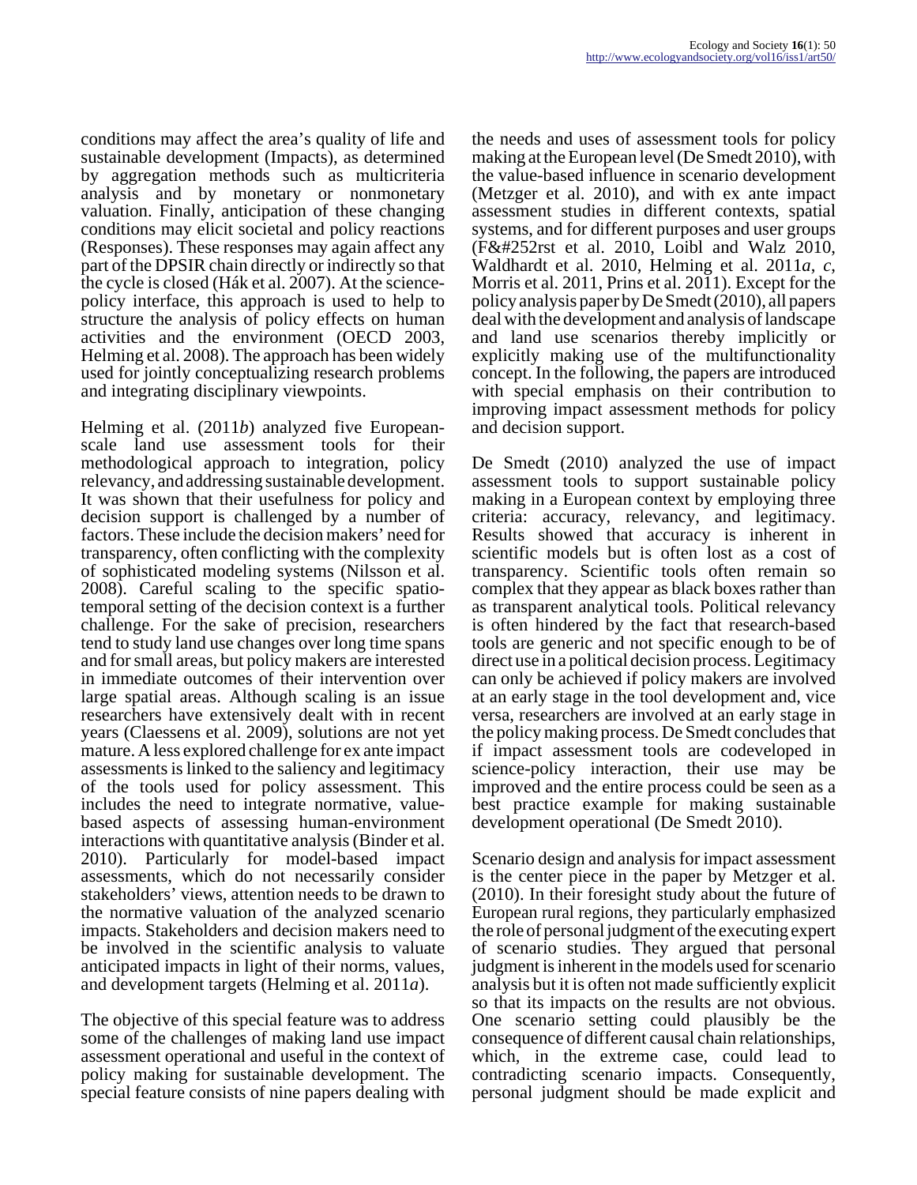conditions may affect the area's quality of life and sustainable development (Impacts), as determined by aggregation methods such as multicriteria analysis and by monetary or nonmonetary valuation. Finally, anticipation of these changing conditions may elicit societal and policy reactions (Responses). These responses may again affect any part of the DPSIR chain directly or indirectly so that the cycle is closed (Hák et al. 2007). At the science-policy interface, this approach is used to help to structure the analysis of policy effects on human activities and the environment (OECD 2003, Helming et al. 2008). The approach has been widely used for jointly conceptualizing research problems and integrating disciplinary viewpoints.

Helming et al. (2011*b*) analyzed five European-scale land use assessment tools for their methodological approach to integration, policy relevancy, and addressing sustainable development. It was shown that their usefulness for policy and decision support is challenged by a number of factors. These include the decision makers' need for transparency, often conflicting with the complexity of sophisticated modeling systems (Nilsson et al. 2008). Careful scaling to the specific spatio-temporal setting of the decision context is a further challenge. For the sake of precision, researchers tend to study land use changes over long time spans and for small areas, but policy makers are interested in immediate outcomes of their intervention over large spatial areas. Although scaling is an issue researchers have extensively dealt with in recent years (Claessens et al. 2009), solutions are not yet mature. A less explored challenge for ex ante impact assessments is linked to the saliency and legitimacy of the tools used for policy assessment. This includes the need to integrate normative, value-based aspects of assessing human-environment interactions with quantitative analysis (Binder et al. 2010). Particularly for model-based impact assessments, which do not necessarily consider stakeholders' views, attention needs to be drawn to the normative valuation of the analyzed scenario impacts. Stakeholders and decision makers need to be involved in the scientific analysis to valuate anticipated impacts in light of their norms, values, and development targets (Helming et al. 2011*a*).

The objective of this special feature was to address some of the challenges of making land use impact assessment operational and useful in the context of policy making for sustainable development. The special feature consists of nine papers dealing with the needs and uses of assessment tools for policy making at the European level (De Smedt 2010), with the value-based influence in scenario development (Metzger et al. 2010), and with ex ante impact assessment studies in different contexts, spatial systems, and for different purposes and user groups (F&#252rst et al. 2010, Loibl and Walz 2010, Waldhardt et al. 2010, Helming et al. 2011*a*, *c*, Morris et al. 2011, Prins et al. 2011). Except for the policy analysis paper by De Smedt (2010), all papers deal with the development and analysis of landscape and land use scenarios thereby implicitly or explicitly making use of the multifunctionality concept. In the following, the papers are introduced with special emphasis on their contribution to improving impact assessment methods for policy and decision support.

De Smedt (2010) analyzed the use of impact assessment tools to support sustainable policy making in a European context by employing three criteria: accuracy, relevancy, and legitimacy. Results showed that accuracy is inherent in scientific models but is often lost as a cost of transparency. Scientific tools often remain so complex that they appear as black boxes rather than as transparent analytical tools. Political relevancy is often hindered by the fact that research-based tools are generic and not specific enough to be of direct use in a political decision process. Legitimacy can only be achieved if policy makers are involved at an early stage in the tool development and, vice versa, researchers are involved at an early stage in the policy making process. De Smedt concludes that if impact assessment tools are codeveloped in science-policy interaction, their use may be improved and the entire process could be seen as a best practice example for making sustainable development operational (De Smedt 2010).

Scenario design and analysis for impact assessment is the center piece in the paper by Metzger et al. (2010). In their foresight study about the future of European rural regions, they particularly emphasized the role of personal judgment of the executing expert of scenario studies. They argued that personal judgment is inherent in the models used for scenario analysis but it is often not made sufficiently explicit so that its impacts on the results are not obvious. One scenario setting could plausibly be the consequence of different causal chain relationships, which, in the extreme case, could lead to contradicting scenario impacts. Consequently, personal judgment should be made explicit and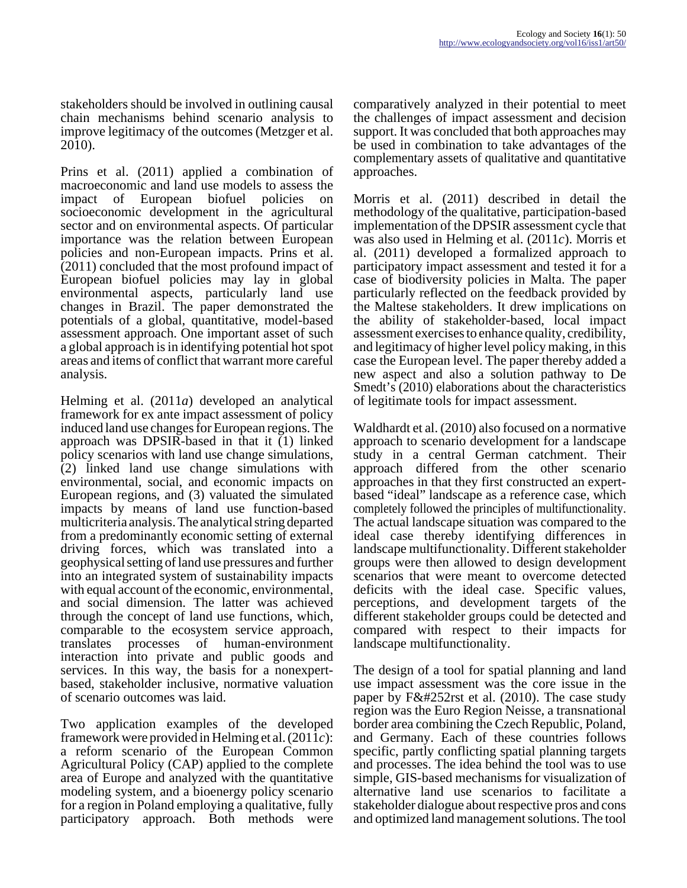stakeholders should be involved in outlining causal chain mechanisms behind scenario analysis to improve legitimacy of the outcomes (Metzger et al. 2010).

Prins et al. (2011) applied a combination of macroeconomic and land use models to assess the impact of European biofuel policies on socioeconomic development in the agricultural sector and on environmental aspects. Of particular importance was the relation between European policies and non-European impacts. Prins et al. (2011) concluded that the most profound impact of European biofuel policies may lay in global environmental aspects, particularly land use changes in Brazil. The paper demonstrated the potentials of a global, quantitative, model-based assessment approach. One important asset of such a global approach is in identifying potential hot spot areas and items of conflict that warrant more careful analysis.

Helming et al. (2011*a*) developed an analytical framework for ex ante impact assessment of policy induced land use changes for European regions. The approach was DPSIR-based in that it (1) linked policy scenarios with land use change simulations, (2) linked land use change simulations with environmental, social, and economic impacts on European regions, and (3) valuated the simulated impacts by means of land use function-based multicriteria analysis. The analytical string departed from a predominantly economic setting of external driving forces, which was translated into a geophysical setting of land use pressures and further into an integrated system of sustainability impacts with equal account of the economic, environmental, and social dimension. The latter was achieved through the concept of land use functions, which, comparable to the ecosystem service approach, translates processes of human-environment interaction into private and public goods and services. In this way, the basis for a nonexpert-based, stakeholder inclusive, normative valuation of scenario outcomes was laid.

Two application examples of the developed framework were provided in Helming et al. (2011*c*): a reform scenario of the European Common Agricultural Policy (CAP) applied to the complete area of Europe and analyzed with the quantitative modeling system, and a bioenergy policy scenario for a region in Poland employing a qualitative, fully participatory approach. Both methods were comparatively analyzed in their potential to meet the challenges of impact assessment and decision support. It was concluded that both approaches may be used in combination to take advantages of the complementary assets of qualitative and quantitative approaches.

Morris et al. (2011) described in detail the methodology of the qualitative, participation-based implementation of the DPSIR assessment cycle that was also used in Helming et al. (2011*c*). Morris et al. (2011) developed a formalized approach to participatory impact assessment and tested it for a case of biodiversity policies in Malta. The paper particularly reflected on the feedback provided by the Maltese stakeholders. It drew implications on the ability of stakeholder-based, local impact assessment exercises to enhance quality, credibility, and legitimacy of higher level policy making, in this case the European level. The paper thereby added a new aspect and also a solution pathway to De Smedt's (2010) elaborations about the characteristics of legitimate tools for impact assessment.

Waldhardt et al. (2010) also focused on a normative approach to scenario development for a landscape study in a central German catchment. Their approach differed from the other scenario approaches in that they first constructed an expert-based "ideal" landscape as a reference case, which completely followed the principles of multifunctionality. The actual landscape situation was compared to the ideal case thereby identifying differences in landscape multifunctionality. Different stakeholder groups were then allowed to design development scenarios that were meant to overcome detected deficits with the ideal case. Specific values, perceptions, and development targets of the different stakeholder groups could be detected and compared with respect to their impacts for landscape multifunctionality.

The design of a tool for spatial planning and land use impact assessment was the core issue in the paper by F&#252rst et al. (2010). The case study region was the Euro Region Neisse, a transnational border area combining the Czech Republic, Poland, and Germany. Each of these countries follows specific, partly conflicting spatial planning targets and processes. The idea behind the tool was to use simple, GIS-based mechanisms for visualization of alternative land use scenarios to facilitate a stakeholder dialogue about respective pros and cons and optimized land management solutions. The tool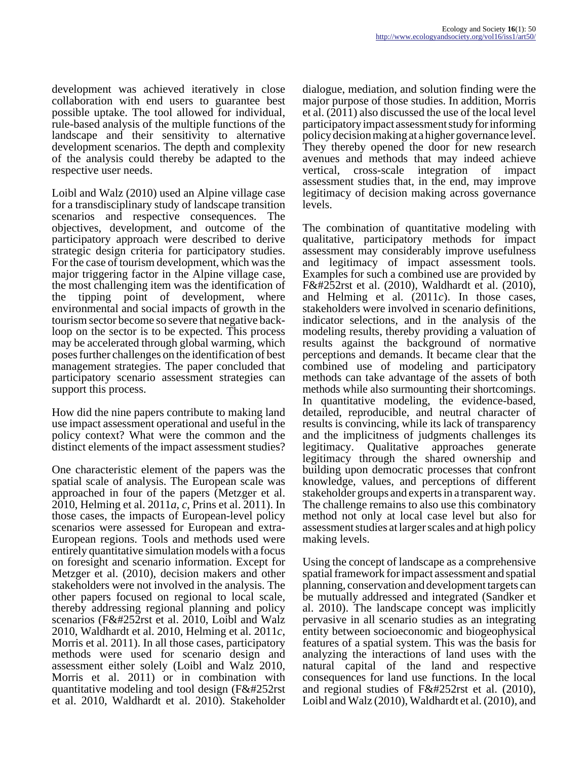development was achieved iteratively in close collaboration with end users to guarantee best possible uptake. The tool allowed for individual, rule-based analysis of the multiple functions of the landscape and their sensitivity to alternative development scenarios. The depth and complexity of the analysis could thereby be adapted to the respective user needs.

Loibl and Walz (2010) used an Alpine village case for a transdisciplinary study of landscape transition scenarios and respective consequences. The objectives, development, and outcome of the participatory approach were described to derive strategic design criteria for participatory studies. For the case of tourism development, which was the major triggering factor in the Alpine village case, the most challenging item was the identification of the tipping point of development, where environmental and social impacts of growth in the tourism sector become so severe that negative back-loop on the sector is to be expected. This process may be accelerated through global warming, which poses further challenges on the identification of best management strategies. The paper concluded that participatory scenario assessment strategies can support this process.

How did the nine papers contribute to making land use impact assessment operational and useful in the policy context? What were the common and the distinct elements of the impact assessment studies?

One characteristic element of the papers was the spatial scale of analysis. The European scale was approached in four of the papers (Metzger et al. 2010, Helming et al. 2011*a*, *c*, Prins et al. 2011). In those cases, the impacts of European-level policy scenarios were assessed for European and extra-European regions. Tools and methods used were entirely quantitative simulation models with a focus on foresight and scenario information. Except for Metzger et al. (2010), decision makers and other stakeholders were not involved in the analysis. The other papers focused on regional to local scale, thereby addressing regional planning and policy scenarios (F&#252rst et al. 2010, Loibl and Walz 2010, Waldhardt et al. 2010, Helming et al. 2011*c*, Morris et al. 2011). In all those cases, participatory methods were used for scenario design and assessment either solely (Loibl and Walz 2010, Morris et al. 2011) or in combination with quantitative modeling and tool design (F&#252rst et al. 2010, Waldhardt et al. 2010). Stakeholder dialogue, mediation, and solution finding were the major purpose of those studies. In addition, Morris et al. (2011) also discussed the use of the local level participatory impact assessment study for informing policy decision making at a higher governance level. They thereby opened the door for new research avenues and methods that may indeed achieve vertical, cross-scale integration of impact assessment studies that, in the end, may improve legitimacy of decision making across governance levels.

The combination of quantitative modeling with qualitative, participatory methods for impact assessment may considerably improve usefulness and legitimacy of impact assessment tools. Examples for such a combined use are provided by F&#252rst et al. (2010), Waldhardt et al. (2010), and Helming et al. (2011*c*). In those cases, stakeholders were involved in scenario definitions, indicator selections, and in the analysis of the modeling results, thereby providing a valuation of results against the background of normative perceptions and demands. It became clear that the combined use of modeling and participatory methods can take advantage of the assets of both methods while also surmounting their shortcomings. In quantitative modeling, the evidence-based, detailed, reproducible, and neutral character of results is convincing, while its lack of transparency and the implicitness of judgments challenges its legitimacy. Qualitative approaches generate legitimacy through the shared ownership and building upon democratic processes that confront knowledge, values, and perceptions of different stakeholder groups and experts in a transparent way. The challenge remains to also use this combinatory method not only at local case level but also for assessment studies at larger scales and at high policy making levels.

Using the concept of landscape as a comprehensive spatial framework for impact assessment and spatial planning, conservation and development targets can be mutually addressed and integrated (Sandker et al. 2010). The landscape concept was implicitly pervasive in all scenario studies as an integrating entity between socioeconomic and biogeophysical features of a spatial system. This was the basis for analyzing the interactions of land uses with the natural capital of the land and respective consequences for land use functions. In the local and regional studies of F&#252rst et al. (2010), Loibl and Walz (2010), Waldhardt et al. (2010), and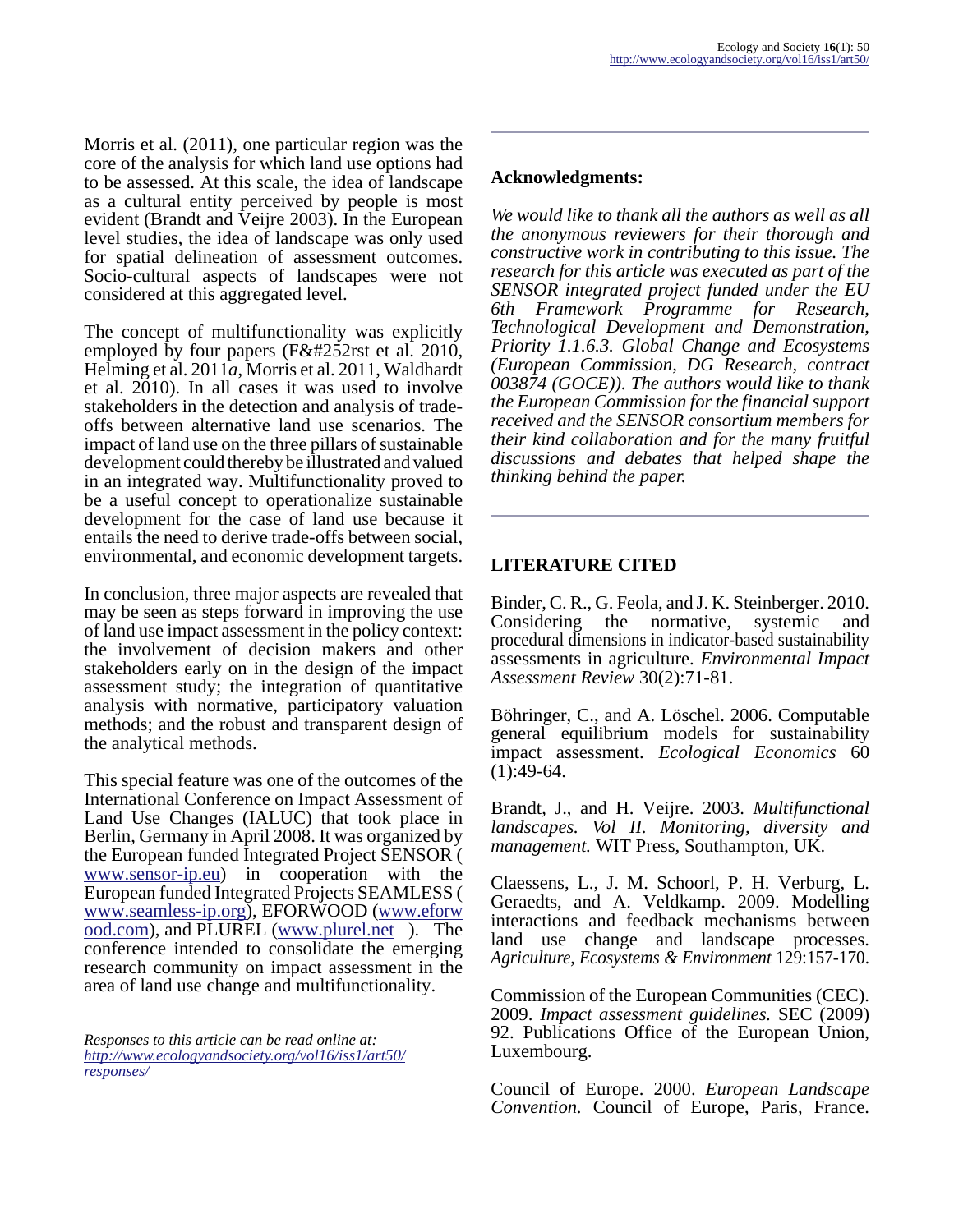Morris et al. (2011), one particular region was the core of the analysis for which land use options had to be assessed. At this scale, the idea of landscape as a cultural entity perceived by people is most evident (Brandt and Veijre 2003). In the European level studies, the idea of landscape was only used for spatial delineation of assessment outcomes. Socio-cultural aspects of landscapes were not considered at this aggregated level.

The concept of multifunctionality was explicitly employed by four papers (F&#252rst et al. 2010, Helming et al. 2011*a*, Morris et al. 2011, Waldhardt et al. 2010). In all cases it was used to involve stakeholders in the detection and analysis of trade-offs between alternative land use scenarios. The impact of land use on the three pillars of sustainable development could thereby be illustrated and valued in an integrated way. Multifunctionality proved to be a useful concept to operationalize sustainable development for the case of land use because it entails the need to derive trade-offs between social, environmental, and economic development targets.

In conclusion, three major aspects are revealed that may be seen as steps forward in improving the use of land use impact assessment in the policy context: the involvement of decision makers and other stakeholders early on in the design of the impact assessment study; the integration of quantitative analysis with normative, participatory valuation methods; and the robust and transparent design of the analytical methods.

This special feature was one of the outcomes of the International Conference on Impact Assessment of Land Use Changes (IALUC) that took place in Berlin, Germany in April 2008. It was organized by the European funded Integrated Project SENSOR ( www.sensor-ip.eu) in cooperation with the European funded Integrated Projects SEAMLESS ( www.seamless-ip.org), EFORWOOD (www.eforwood.com), and PLUREL (www.plurel.net ). The conference intended to consolidate the emerging research community on impact assessment in the area of land use change and multifunctionality.

*Responses to this article can be read online at:*
*http://www.ecologyandsociety.org/vol16/iss1/art50/responses/*

## Acknowledgments:

*We would like to thank all the authors as well as all the anonymous reviewers for their thorough and constructive work in contributing to this issue. The research for this article was executed as part of the SENSOR integrated project funded under the EU 6th Framework Programme for Research, Technological Development and Demonstration, Priority 1.1.6.3. Global Change and Ecosystems (European Commission, DG Research, contract 003874 (GOCE)). The authors would like to thank the European Commission for the financial support received and the SENSOR consortium members for their kind collaboration and for the many fruitful discussions and debates that helped shape the thinking behind the paper.*

## LITERATURE CITED

Binder, C. R., G. Feola, and J. K. Steinberger. 2010. Considering the normative, systemic and procedural dimensions in indicator-based sustainability assessments in agriculture. *Environmental Impact Assessment Review* 30(2):71-81.

Böhringer, C., and A. Löschel. 2006. Computable general equilibrium models for sustainability impact assessment. *Ecological Economics* 60 (1):49-64.

Brandt, J., and H. Veijre. 2003. *Multifunctional landscapes. Vol II. Monitoring, diversity and management.* WIT Press, Southampton, UK.

Claessens, L., J. M. Schoorl, P. H. Verburg, L. Geraedts, and A. Veldkamp. 2009. Modelling interactions and feedback mechanisms between land use change and landscape processes. *Agriculture, Ecosystems & Environment* 129:157-170.

Commission of the European Communities (CEC). 2009. *Impact assessment guidelines.* SEC (2009) 92. Publications Office of the European Union, Luxembourg.

Council of Europe. 2000. *European Landscape Convention.* Council of Europe, Paris, France.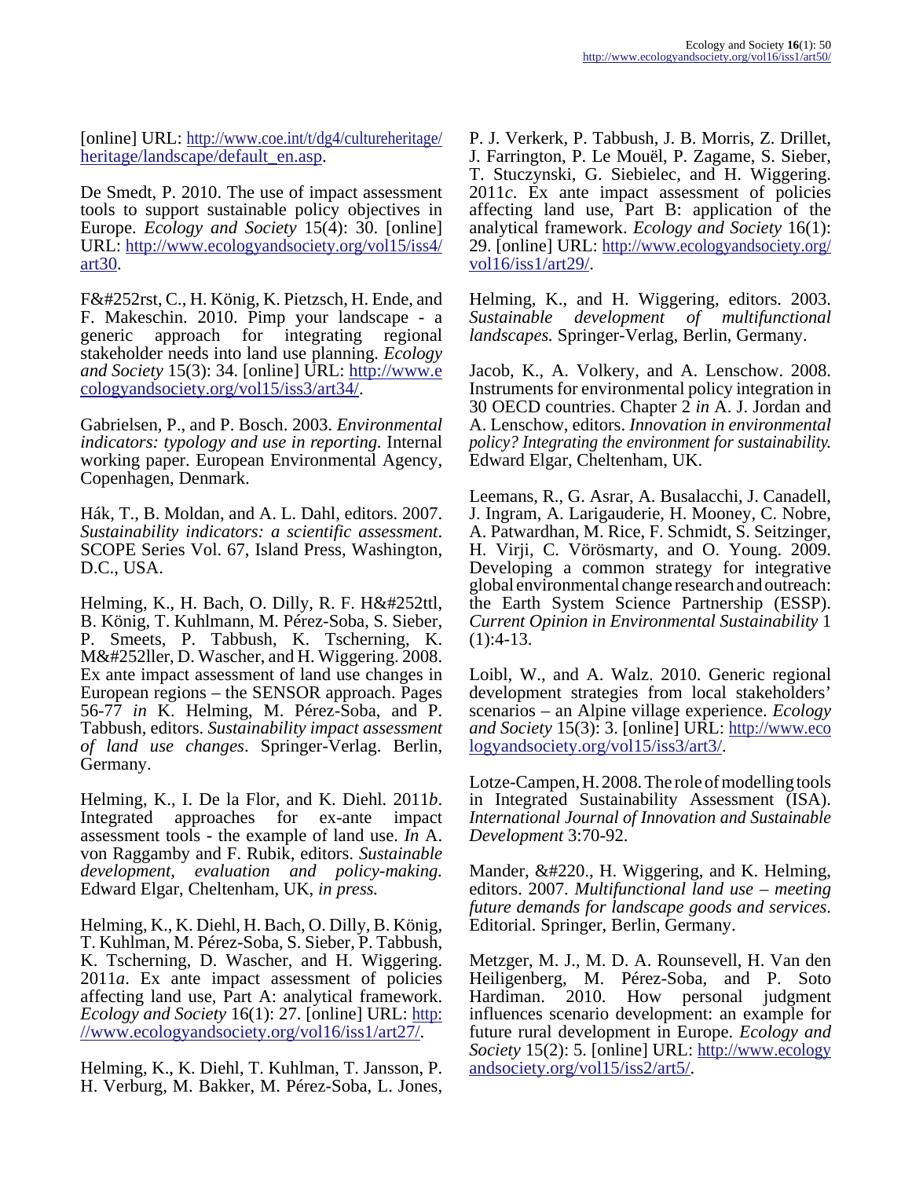[online] URL: [http://www.coe.int/t/dg4/cultureheritage/heritage/landscape/default_en.asp](http://www.coe.int/t/dg4/cultureheritage/heritage/landscape/default_en.asp).

De Smedt, P. 2010. The use of impact assessment tools to support sustainable policy objectives in Europe. *Ecology and Society* 15(4): 30. [online] URL: [http://www.ecologyandsociety.org/vol15/iss4/art30](http://www.ecologyandsociety.org/vol15/iss4/art30).

F&#252rst, C., H. König, K. Pietzsch, H. Ende, and F. Makeschin. 2010. Pimp your landscape - a generic approach for integrating regional stakeholder needs into land use planning. *Ecology and Society* 15(3): 34. [online] URL: [http://www.ecologyandsociety.org/vol15/iss3/art34/](http://www.ecologyandsociety.org/vol15/iss3/art34/).

Gabrielsen, P., and P. Bosch. 2003. *Environmental indicators: typology and use in reporting.* Internal working paper. European Environmental Agency, Copenhagen, Denmark.

Hák, T., B. Moldan, and A. L. Dahl, editors. 2007. *Sustainability indicators: a scientific assessment*. SCOPE Series Vol. 67, Island Press, Washington, D.C., USA.

Helming, K., H. Bach, O. Dilly, R. F. H&#252ttl, B. König, T. Kuhlmann, M. Pérez-Soba, S. Sieber, P. Smeets, P. Tabbush, K. Tscherning, K. M&#252ller, D. Wascher, and H. Wiggering. 2008. Ex ante impact assessment of land use changes in European regions – the SENSOR approach. Pages 56-77 *in* K. Helming, M. Pérez-Soba, and P. Tabbush, editors. *Sustainability impact assessment of land use changes*. Springer-Verlag. Berlin, Germany.

Helming, K., I. De la Flor, and K. Diehl. 2011*b*. Integrated approaches for ex-ante impact assessment tools - the example of land use. *In* A. von Raggamby and F. Rubik, editors. *Sustainable development, evaluation and policy-making.* Edward Elgar, Cheltenham, UK, *in press.*

Helming, K., K. Diehl, H. Bach, O. Dilly, B. König, T. Kuhlman, M. Pérez-Soba, S. Sieber, P. Tabbush, K. Tscherning, D. Wascher, and H. Wiggering. 2011*a*. Ex ante impact assessment of policies affecting land use, Part A: analytical framework. *Ecology and Society* 16(1): 27. [online] URL: [http://www.ecologyandsociety.org/vol16/iss1/art27/](http://www.ecologyandsociety.org/vol16/iss1/art27/).

Helming, K., K. Diehl, T. Kuhlman, T. Jansson, P. H. Verburg, M. Bakker, M. Pérez-Soba, L. Jones, P. J. Verkerk, P. Tabbush, J. B. Morris, Z. Drillet, J. Farrington, P. Le Mouël, P. Zagame, S. Sieber, T. Stuczynski, G. Siebielec, and H. Wiggering. 2011*c*. Ex ante impact assessment of policies affecting land use, Part B: application of the analytical framework. *Ecology and Society* 16(1): 29. [online] URL: [http://www.ecologyandsociety.org/vol16/iss1/art29/](http://www.ecologyandsociety.org/vol16/iss1/art29/).

Helming, K., and H. Wiggering, editors. 2003. *Sustainable development of multifunctional landscapes.* Springer-Verlag, Berlin, Germany.

Jacob, K., A. Volkery, and A. Lenschow. 2008. Instruments for environmental policy integration in 30 OECD countries. Chapter 2 *in* A. J. Jordan and A. Lenschow, editors. *Innovation in environmental policy? Integrating the environment for sustainability.* Edward Elgar, Cheltenham, UK.

Leemans, R., G. Asrar, A. Busalacchi, J. Canadell, J. Ingram, A. Larigauderie, H. Mooney, C. Nobre, A. Patwardhan, M. Rice, F. Schmidt, S. Seitzinger, H. Virji, C. Vörösmarty, and O. Young. 2009. Developing a common strategy for integrative global environmental change research and outreach: the Earth System Science Partnership (ESSP). *Current Opinion in Environmental Sustainability* 1 (1):4-13.

Loibl, W., and A. Walz. 2010. Generic regional development strategies from local stakeholders' scenarios – an Alpine village experience. *Ecology and Society* 15(3): 3. [online] URL: [http://www.ecologyandsociety.org/vol15/iss3/art3/](http://www.ecologyandsociety.org/vol15/iss3/art3/).

Lotze-Campen, H. 2008. The role of modelling tools in Integrated Sustainability Assessment (ISA). *International Journal of Innovation and Sustainable Development* 3:70-92.

Mander, &#220., H. Wiggering, and K. Helming, editors. 2007. *Multifunctional land use – meeting future demands for landscape goods and services.* Editorial. Springer, Berlin, Germany.

Metzger, M. J., M. D. A. Rounsevell, H. Van den Heiligenberg, M. Pérez-Soba, and P. Soto Hardiman. 2010. How personal judgment influences scenario development: an example for future rural development in Europe. *Ecology and Society* 15(2): 5. [online] URL: [http://www.ecologyandsociety.org/vol15/iss2/art5/](http://www.ecologyandsociety.org/vol15/iss2/art5/).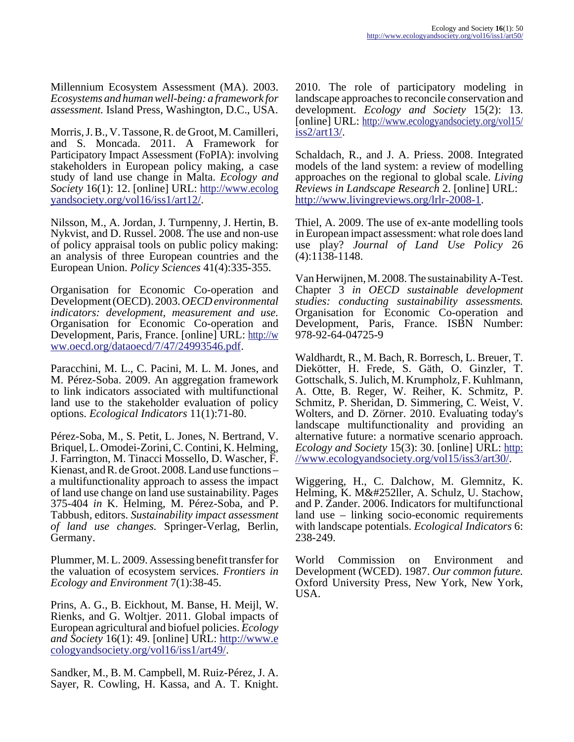Millennium Ecosystem Assessment (MA). 2003. *Ecosystems and human well-being: a framework for assessment.* Island Press, Washington, D.C., USA.

Morris, J. B., V. Tassone, R. de Groot, M. Camilleri, and S. Moncada. 2011. A Framework for Participatory Impact Assessment (FoPIA): involving stakeholders in European policy making, a case study of land use change in Malta. *Ecology and Society* 16(1): 12. [online] URL: http://www.ecologyandsociety.org/vol16/iss1/art12/.

Nilsson, M., A. Jordan, J. Turnpenny, J. Hertin, B. Nykvist, and D. Russel. 2008. The use and non-use of policy appraisal tools on public policy making: an analysis of three European countries and the European Union. *Policy Sciences* 41(4):335-355.

Organisation for Economic Co-operation and Development (OECD). 2003. *OECD environmental indicators: development, measurement and use.* Organisation for Economic Co-operation and Development, Paris, France. [online] URL: http://www.oecd.org/dataoecd/7/47/24993546.pdf.

Paracchini, M. L., C. Pacini, M. L. M. Jones, and M. Pérez-Soba. 2009. An aggregation framework to link indicators associated with multifunctional land use to the stakeholder evaluation of policy options. *Ecological Indicators* 11(1):71-80.

Pérez-Soba, M., S. Petit, L. Jones, N. Bertrand, V. Briquel, L. Omodei-Zorini, C. Contini, K. Helming, J. Farrington, M. Tinacci Mossello, D. Wascher, F. Kienast, and R. de Groot. 2008. Land use functions – a multifunctionality approach to assess the impact of land use change on land use sustainability. Pages 375-404 *in* K. Helming, M. Pérez-Soba, and P. Tabbush, editors. *Sustainability impact assessment of land use changes.* Springer-Verlag, Berlin, Germany.

Plummer, M. L. 2009. Assessing benefit transfer for the valuation of ecosystem services. *Frontiers in Ecology and Environment* 7(1):38-45.

Prins, A. G., B. Eickhout, M. Banse, H. Meijl, W. Rienks, and G. Woltjer. 2011. Global impacts of European agricultural and biofuel policies. *Ecology and Society* 16(1): 49. [online] URL: http://www.ecologyandsociety.org/vol16/iss1/art49/.

Sandker, M., B. M. Campbell, M. Ruiz-Pérez, J. A. Sayer, R. Cowling, H. Kassa, and A. T. Knight. 2010. The role of participatory modeling in landscape approaches to reconcile conservation and development. *Ecology and Society* 15(2): 13. [online] URL: http://www.ecologyandsociety.org/vol15/iss2/art13/.

Schaldach, R., and J. A. Priess. 2008. Integrated models of the land system: a review of modelling approaches on the regional to global scale. *Living Reviews in Landscape Research* 2. [online] URL: http://www.livingreviews.org/lrlr-2008-1.

Thiel, A. 2009. The use of ex-ante modelling tools in European impact assessment: what role does land use play? *Journal of Land Use Policy* 26 (4):1138-1148.

Van Herwijnen, M. 2008. The sustainability A-Test. Chapter 3 *in OECD sustainable development studies: conducting sustainability assessments.* Organisation for Economic Co-operation and Development, Paris, France. ISBN Number: 978-92-64-04725-9

Waldhardt, R., M. Bach, R. Borresch, L. Breuer, T. Diekötter, H. Frede, S. Gäth, O. Ginzler, T. Gottschalk, S. Julich, M. Krumpholz, F. Kuhlmann, A. Otte, B. Reger, W. Reiher, K. Schmitz, P. Schmitz, P. Sheridan, D. Simmering, C. Weist, V. Wolters, and D. Zörner. 2010. Evaluating today's landscape multifunctionality and providing an alternative future: a normative scenario approach. *Ecology and Society* 15(3): 30. [online] URL: http://www.ecologyandsociety.org/vol15/iss3/art30/.

Wiggering, H., C. Dalchow, M. Glemnitz, K. Helming, K. M&#252ller, A. Schulz, U. Stachow, and P. Zander. 2006. Indicators for multifunctional land use – linking socio-economic requirements with landscape potentials. *Ecological Indicators* 6: 238-249.

World Commission on Environment and Development (WCED). 1987. *Our common future.* Oxford University Press, New York, New York, USA.